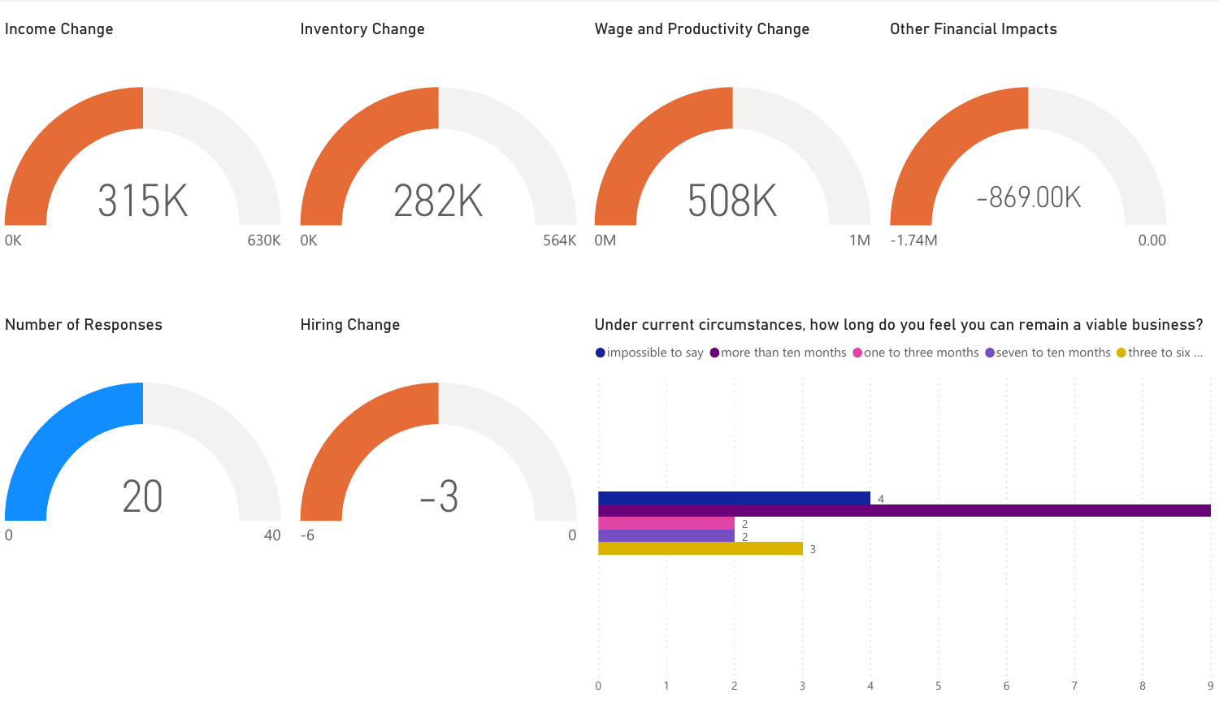## Income Change

315K

0K — 630K

## Inventory Change

282K

0K — 564K

## Wage and Productivity Change

508K

0M — 1M

## Other Financial Impacts

-869.00K

-1.74M — 0.00

## Number of Responses

20

0 — 40

## Hiring Change

-3

-6 — 0

## Under current circumstances, how long do you feel you can remain a viable business?

| Response | Count |
| --- | --- |
| impossible to say | 4 |
| more than ten months | 9 |
| one to three months | 2 |
| seven to ten months | 2 |
| three to six ... | 3 |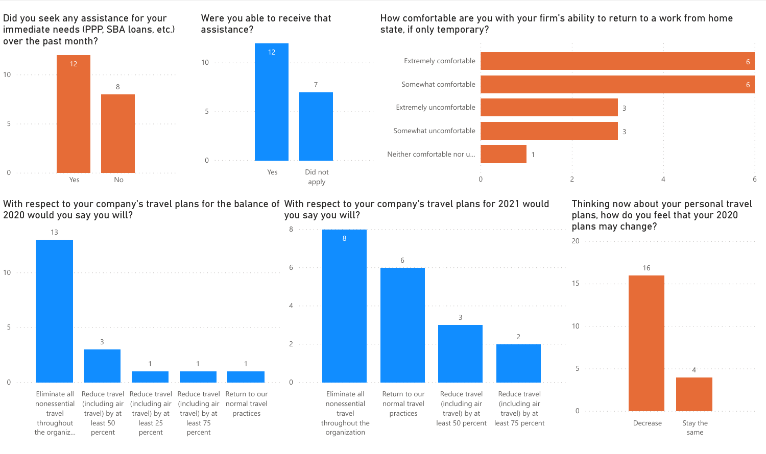Did you seek any assistance for your immediate needs (PPP, SBA loans, etc.) over the past month?

0
5
10
12
8
Yes
No

Were you able to receive that assistance?

0
5
10
12
7
Yes
Did not apply

How comfortable are you with your firm's ability to return to a work from home state, if only temporary?

Extremely comfortable 6
Somewhat comfortable 6
Extremely uncomfortable 3
Somewhat uncomfortable 3
Neither comfortable nor u... 1
0
2
4
6

With respect to your company's travel plans for the balance of 2020 would you say you will?

0
5
10
13
3
1
1
1
Eliminate all nonessential travel throughout the organiz...
Reduce travel (including air travel) by at least 50 percent
Reduce travel (including air travel) by at least 25 percent
Reduce travel (including air travel) by at least 75 percent
Return to our normal travel practices

With respect to your company's travel plans for 2021 would you say you will?

0
2
4
6
8
8
6
3
2
Eliminate all nonessential travel throughout the organization
Return to our normal travel practices
Reduce travel (including air travel) by at least 50 percent
Reduce travel (including air travel) by at least 75 percent

Thinking now about your personal travel plans, how do you feel that your 2020 plans may change?

0
5
10
15
20
16
4
Decrease
Stay the same